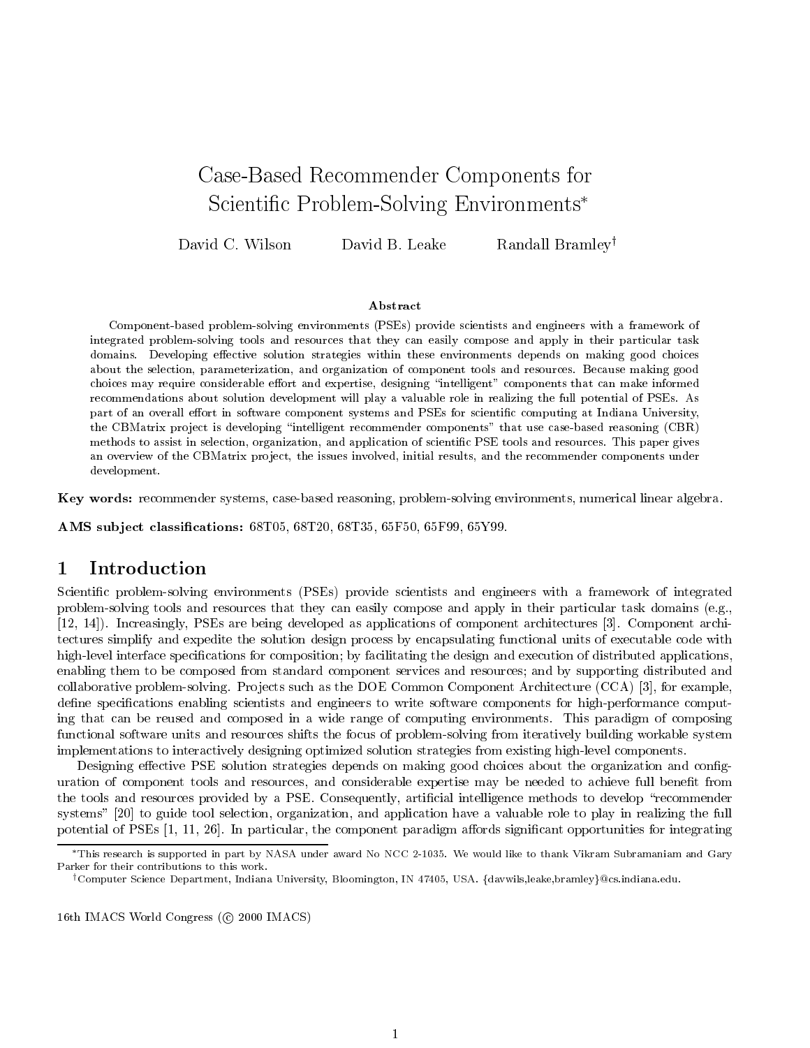# Case-Based Recommender Components for Scientific Problem-Solving Environments*

David C. Wilson David B. Leake Randall Bramley[†]

### Abstract

Component-based problem-solving environments (PSEs) provide scientists and engineers with a framework of integrated problem-solving tools and resources that they can easily compose and apply in their particular task domains. Developing effective solution strategies within these environments depends on making good choices about the selection, parameterization, and organization of component tools and resources. Because making good choices may require considerable effort and expertise, designing "intelligent" components that can make informed recommendations about solution development will play a valuable role in realizing the full potential of PSEs. As part of an overall effort in software component systems and PSEs for scientific computing at Indiana University, the CBMatrix project is developing "intelligent recommender components" that use case-based reasoning (CBR) methods to assist in selection, organization, and application of scientific PSE tools and resources. This paper gives an overview of the CBMatrix project, the issues involved, initial results, and the recommender components under development.

**Key words:** recommender systems, case-based reasoning, problem-solving environments, numerical linear algebra.

**AMS subject classifications:** 68T05, 68T20, 68T35, 65F50, 65F99, 65Y99.

## 1 Introduction

Scientific problem-solving environments (PSEs) provide scientists and engineers with a framework of integrated problem-solving tools and resources that they can easily compose and apply in their particular task domains (e.g., [12, 14]). Increasingly, PSEs are being developed as applications of component architectures [3]. Component architectures simplify and expedite the solution design process by encapsulating functional units of executable code with high-level interface specifications for composition; by facilitating the design and execution of distributed applications, enabling them to be composed from standard component services and resources; and by supporting distributed and collaborative problem-solving. Projects such as the DOE Common Component Architecture (CCA) [3], for example, define specifications enabling scientists and engineers to write software components for high-performance computing that can be reused and composed in a wide range of computing environments. This paradigm of composing functional software units and resources shifts the focus of problem-solving from iteratively building workable system implementations to interactively designing optimized solution strategies from existing high-level components.

Designing effective PSE solution strategies depends on making good choices about the organization and configuration of component tools and resources, and considerable expertise may be needed to achieve full benefit from the tools and resources provided by a PSE. Consequently, artificial intelligence methods to develop "recommender systems" [20] to guide tool selection, organization, and application have a valuable role to play in realizing the full potential of PSEs [1, 11, 26]. In particular, the component paradigm affords significant opportunities for integrating

*This research is supported in part by NASA under award No NCC 2-1035. We would like to thank Vikram Subramaniam and Gary Parker for their contributions to this work.

[†]Computer Science Department, Indiana University, Bloomington, IN 47405, USA. {davwils,leake,bramley}@cs.indiana.edu.

16th IMACS World Congress (© 2000 IMACS)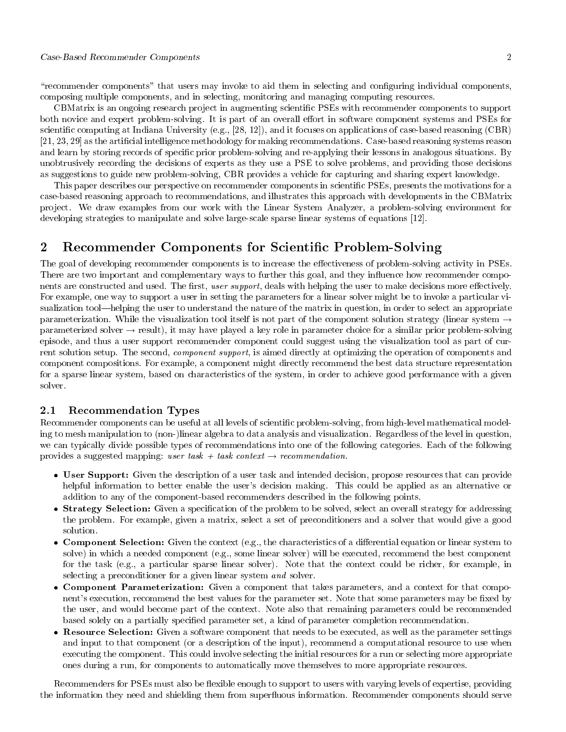"recommender components" that users may invoke to aid them in selecting and configuring individual components, composing multiple components, and in selecting, monitoring and managing computing resources.

CBMatrix is an ongoing research project in augmenting scientific PSEs with recommender components to support both novice and expert problem-solving. It is part of an overall effort in software component systems and PSEs for scientific computing at Indiana University (e.g., [28, 12]), and it focuses on applications of case-based reasoning (CBR) [21, 23, 29] as the artificial intelligence methodology for making recommendations. Case-based reasoning systems reason and learn by storing records of specific prior problem-solving and re-applying their lessons in analogous situations. By unobtrusively recording the decisions of experts as they use a PSE to solve problems, and providing those decisions as suggestions to guide new problem-solving, CBR provides a vehicle for capturing and sharing expert knowledge.

This paper describes our perspective on recommender components in scientific PSEs, presents the motivations for a case-based reasoning approach to recommendations, and illustrates this approach with developments in the CBMatrix project. We draw examples from our work with the Linear System Analyzer, a problem-solving environment for developing strategies to manipulate and solve large-scale sparse linear systems of equations [12].

## 2 Recommender Components for Scientific Problem-Solving

The goal of developing recommender components is to increase the effectiveness of problem-solving activity in PSEs. There are two important and complementary ways to further this goal, and they influence how recommender components are constructed and used. The first, *user support*, deals with helping the user to make decisions more effectively. For example, one way to support a user in setting the parameters for a linear solver might be to invoke a particular visualization tool—helping the user to understand the nature of the matrix in question, in order to select an appropriate parameterization. While the visualization tool itself is not part of the component solution strategy (linear system → parameterized solver → result), it may have played a key role in parameter choice for a similar prior problem-solving episode, and thus a user support recommender component could suggest using the visualization tool as part of current solution setup. The second, *component support*, is aimed directly at optimizing the operation of components and component compositions. For example, a component might directly recommend the best data structure representation for a sparse linear system, based on characteristics of the system, in order to achieve good performance with a given solver.

### 2.1 Recommendation Types

Recommender components can be useful at all levels of scientific problem-solving, from high-level mathematical modeling to mesh manipulation to (non-)linear algebra to data analysis and visualization. Regardless of the level in question, we can typically divide possible types of recommendations into one of the following categories. Each of the following provides a suggested mapping: *user task + task context → recommendation.*

- **User Support:** Given the description of a user task and intended decision, propose resources that can provide helpful information to better enable the user's decision making. This could be applied as an alternative or addition to any of the component-based recommenders described in the following points.
- **Strategy Selection:** Given a specification of the problem to be solved, select an overall strategy for addressing the problem. For example, given a matrix, select a set of preconditioners and a solver that would give a good solution.
- **Component Selection:** Given the context (e.g., the characteristics of a differential equation or linear system to solve) in which a needed component (e.g., some linear solver) will be executed, recommend the best component for the task (e.g., a particular sparse linear solver). Note that the context could be richer, for example, in selecting a preconditioner for a given linear system *and* solver.
- **Component Parameterization:** Given a component that takes parameters, and a context for that component's execution, recommend the best values for the parameter set. Note that some parameters may be fixed by the user, and would become part of the context. Note also that remaining parameters could be recommended based solely on a partially specified parameter set, a kind of parameter completion recommendation.
- **Resource Selection:** Given a software component that needs to be executed, as well as the parameter settings and input to that component (or a description of the input), recommend a computational resource to use when executing the component. This could involve selecting the initial resources for a run or selecting more appropriate ones during a run, for components to automatically move themselves to more appropriate resources.

Recommenders for PSEs must also be flexible enough to support to users with varying levels of expertise, providing the information they need and shielding them from superfluous information. Recommender components should serve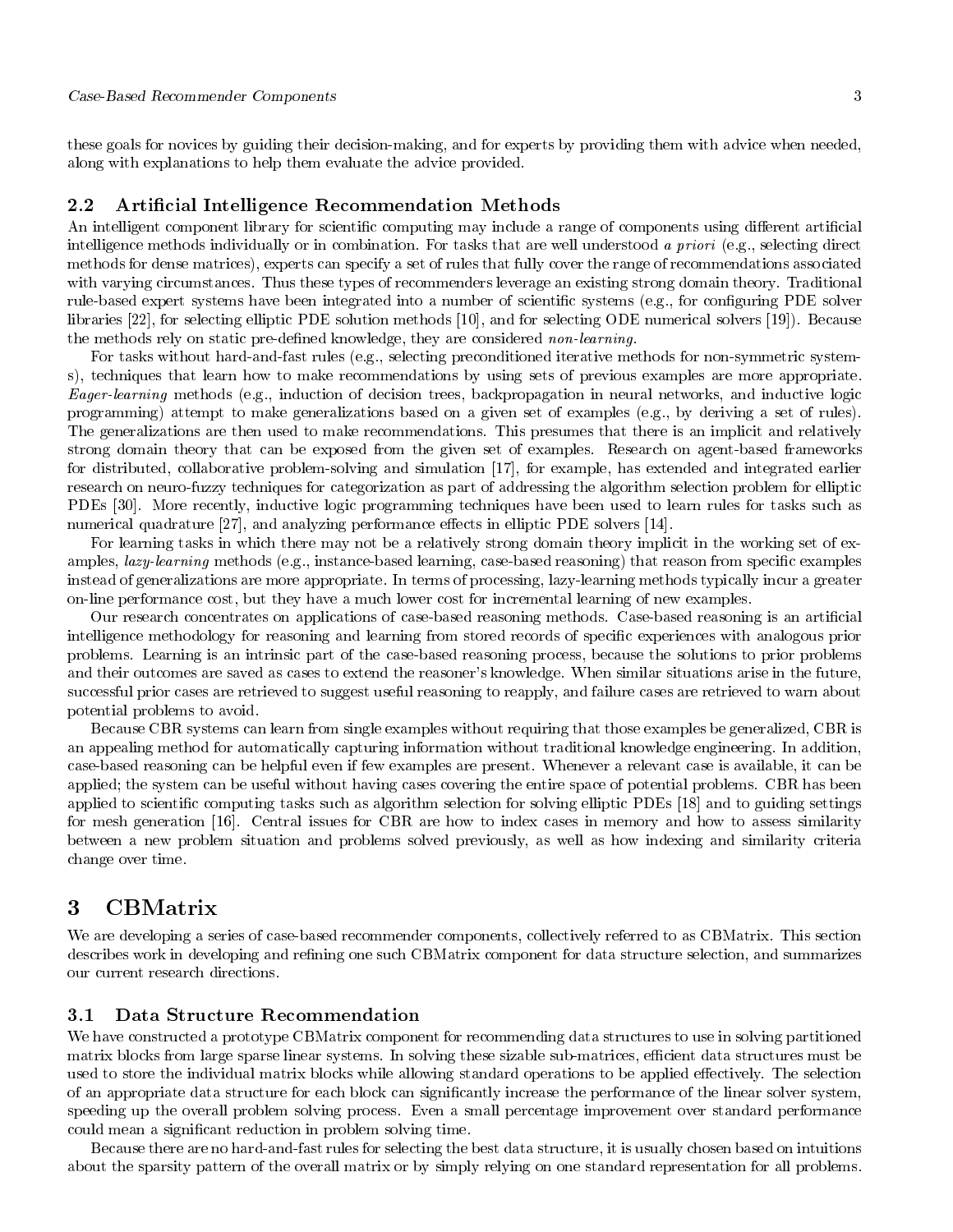these goals for novices by guiding their decision-making, and for experts by providing them with advice when needed, along with explanations to help them evaluate the advice provided.

### 2.2 Artificial Intelligence Recommendation Methods

An intelligent component library for scientific computing may include a range of components using different artificial intelligence methods individually or in combination. For tasks that are well understood *a priori* (e.g., selecting direct methods for dense matrices), experts can specify a set of rules that fully cover the range of recommendations associated with varying circumstances. Thus these types of recommenders leverage an existing strong domain theory. Traditional rule-based expert systems have been integrated into a number of scientific systems (e.g., for configuring PDE solver libraries [22], for selecting elliptic PDE solution methods [10], and for selecting ODE numerical solvers [19]). Because the methods rely on static pre-defined knowledge, they are considered *non-learning*.

For tasks without hard-and-fast rules (e.g., selecting preconditioned iterative methods for non-symmetric systems), techniques that learn how to make recommendations by using sets of previous examples are more appropriate. *Eager-learning* methods (e.g., induction of decision trees, backpropagation in neural networks, and inductive logic programming) attempt to make generalizations based on a given set of examples (e.g., by deriving a set of rules). The generalizations are then used to make recommendations. This presumes that there is an implicit and relatively strong domain theory that can be exposed from the given set of examples. Research on agent-based frameworks for distributed, collaborative problem-solving and simulation [17], for example, has extended and integrated earlier research on neuro-fuzzy techniques for categorization as part of addressing the algorithm selection problem for elliptic PDEs [30]. More recently, inductive logic programming techniques have been used to learn rules for tasks such as numerical quadrature [27], and analyzing performance effects in elliptic PDE solvers [14].

For learning tasks in which there may not be a relatively strong domain theory implicit in the working set of examples, *lazy-learning* methods (e.g., instance-based learning, case-based reasoning) that reason from specific examples instead of generalizations are more appropriate. In terms of processing, lazy-learning methods typically incur a greater on-line performance cost, but they have a much lower cost for incremental learning of new examples.

Our research concentrates on applications of case-based reasoning methods. Case-based reasoning is an artificial intelligence methodology for reasoning and learning from stored records of specific experiences with analogous prior problems. Learning is an intrinsic part of the case-based reasoning process, because the solutions to prior problems and their outcomes are saved as cases to extend the reasoner's knowledge. When similar situations arise in the future, successful prior cases are retrieved to suggest useful reasoning to reapply, and failure cases are retrieved to warn about potential problems to avoid.

Because CBR systems can learn from single examples without requiring that those examples be generalized, CBR is an appealing method for automatically capturing information without traditional knowledge engineering. In addition, case-based reasoning can be helpful even if few examples are present. Whenever a relevant case is available, it can be applied; the system can be useful without having cases covering the entire space of potential problems. CBR has been applied to scientific computing tasks such as algorithm selection for solving elliptic PDEs [18] and to guiding settings for mesh generation [16]. Central issues for CBR are how to index cases in memory and how to assess similarity between a new problem situation and problems solved previously, as well as how indexing and similarity criteria change over time.

## 3 CBMatrix

We are developing a series of case-based recommender components, collectively referred to as CBMatrix. This section describes work in developing and refining one such CBMatrix component for data structure selection, and summarizes our current research directions.

### 3.1 Data Structure Recommendation

We have constructed a prototype CBMatrix component for recommending data structures to use in solving partitioned matrix blocks from large sparse linear systems. In solving these sizable sub-matrices, efficient data structures must be used to store the individual matrix blocks while allowing standard operations to be applied effectively. The selection of an appropriate data structure for each block can significantly increase the performance of the linear solver system, speeding up the overall problem solving process. Even a small percentage improvement over standard performance could mean a significant reduction in problem solving time.

Because there are no hard-and-fast rules for selecting the best data structure, it is usually chosen based on intuitions about the sparsity pattern of the overall matrix or by simply relying on one standard representation for all problems.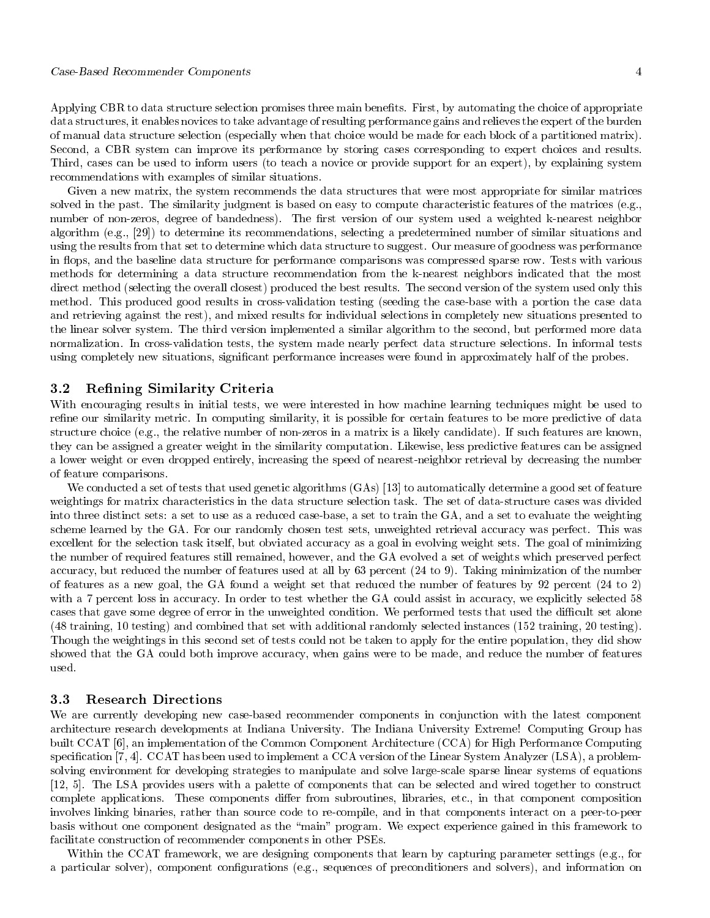Applying CBR to data structure selection promises three main benefits. First, by automating the choice of appropriate data structures, it enables novices to take advantage of resulting performance gains and relieves the expert of the burden of manual data structure selection (especially when that choice would be made for each block of a partitioned matrix). Second, a CBR system can improve its performance by storing cases corresponding to expert choices and results. Third, cases can be used to inform users (to teach a novice or provide support for an expert), by explaining system recommendations with examples of similar situations.

Given a new matrix, the system recommends the data structures that were most appropriate for similar matrices solved in the past. The similarity judgment is based on easy to compute characteristic features of the matrices (e.g., number of non-zeros, degree of bandedness). The first version of our system used a weighted k-nearest neighbor algorithm (e.g., [29]) to determine its recommendations, selecting a predetermined number of similar situations and using the results from that set to determine which data structure to suggest. Our measure of goodness was performance in flops, and the baseline data structure for performance comparisons was compressed sparse row. Tests with various methods for determining a data structure recommendation from the k-nearest neighbors indicated that the most direct method (selecting the overall closest) produced the best results. The second version of the system used only this method. This produced good results in cross-validation testing (seeding the case-base with a portion the case data and retrieving against the rest), and mixed results for individual selections in completely new situations presented to the linear solver system. The third version implemented a similar algorithm to the second, but performed more data normalization. In cross-validation tests, the system made nearly perfect data structure selections. In informal tests using completely new situations, significant performance increases were found in approximately half of the probes.

### 3.2 Refining Similarity Criteria

With encouraging results in initial tests, we were interested in how machine learning techniques might be used to refine our similarity metric. In computing similarity, it is possible for certain features to be more predictive of data structure choice (e.g., the relative number of non-zeros in a matrix is a likely candidate). If such features are known, they can be assigned a greater weight in the similarity computation. Likewise, less predictive features can be assigned a lower weight or even dropped entirely, increasing the speed of nearest-neighbor retrieval by decreasing the number of feature comparisons.

We conducted a set of tests that used genetic algorithms (GAs) [13] to automatically determine a good set of feature weightings for matrix characteristics in the data structure selection task. The set of data-structure cases was divided into three distinct sets: a set to use as a reduced case-base, a set to train the GA, and a set to evaluate the weighting scheme learned by the GA. For our randomly chosen test sets, unweighted retrieval accuracy was perfect. This was excellent for the selection task itself, but obviated accuracy as a goal in evolving weight sets. The goal of minimizing the number of required features still remained, however, and the GA evolved a set of weights which preserved perfect accuracy, but reduced the number of features used at all by 63 percent (24 to 9). Taking minimization of the number of features as a new goal, the GA found a weight set that reduced the number of features by 92 percent (24 to 2) with a 7 percent loss in accuracy. In order to test whether the GA could assist in accuracy, we explicitly selected 58 cases that gave some degree of error in the unweighted condition. We performed tests that used the difficult set alone (48 training, 10 testing) and combined that set with additional randomly selected instances (152 training, 20 testing). Though the weightings in this second set of tests could not be taken to apply for the entire population, they did show showed that the GA could both improve accuracy, when gains were to be made, and reduce the number of features used.

### 3.3 Research Directions

We are currently developing new case-based recommender components in conjunction with the latest component architecture research developments at Indiana University. The Indiana University Extreme! Computing Group has built CCAT [6], an implementation of the Common Component Architecture (CCA) for High Performance Computing specification [7, 4]. CCAT has been used to implement a CCA version of the Linear System Analyzer (LSA), a problem-solving environment for developing strategies to manipulate and solve large-scale sparse linear systems of equations [12, 5]. The LSA provides users with a palette of components that can be selected and wired together to construct complete applications. These components differ from subroutines, libraries, etc., in that component composition involves linking binaries, rather than source code to re-compile, and in that components interact on a peer-to-peer basis without one component designated as the "main" program. We expect experience gained in this framework to facilitate construction of recommender components in other PSEs.

Within the CCAT framework, we are designing components that learn by capturing parameter settings (e.g., for a particular solver), component configurations (e.g., sequences of preconditioners and solvers), and information on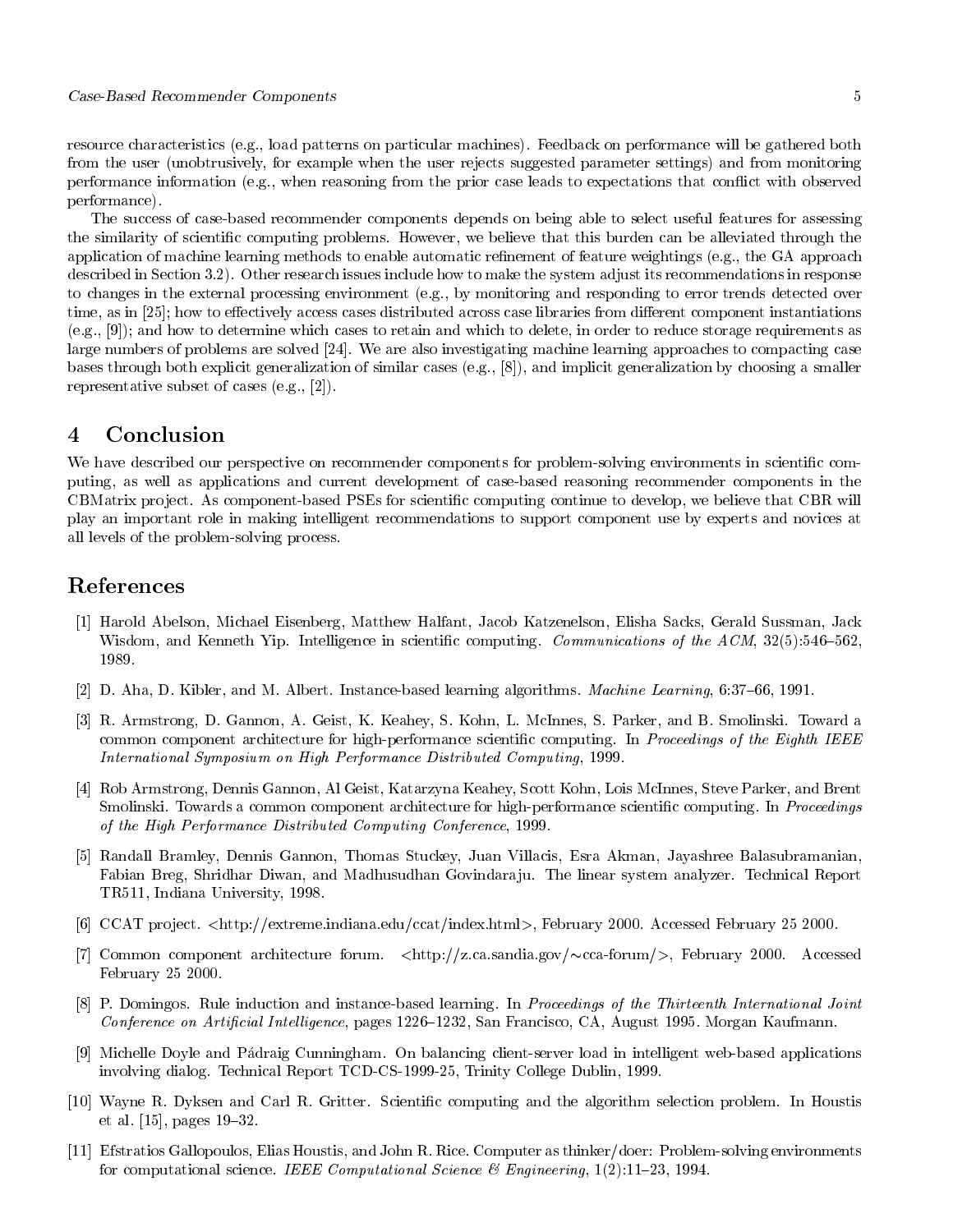resource characteristics (e.g., load patterns on particular machines). Feedback on performance will be gathered both from the user (unobtrusively, for example when the user rejects suggested parameter settings) and from monitoring performance information (e.g., when reasoning from the prior case leads to expectations that conflict with observed performance).

The success of case-based recommender components depends on being able to select useful features for assessing the similarity of scientific computing problems. However, we believe that this burden can be alleviated through the application of machine learning methods to enable automatic refinement of feature weightings (e.g., the GA approach described in Section 3.2). Other research issues include how to make the system adjust its recommendations in response to changes in the external processing environment (e.g., by monitoring and responding to error trends detected over time, as in [25]; how to effectively access cases distributed across case libraries from different component instantiations (e.g., [9]); and how to determine which cases to retain and which to delete, in order to reduce storage requirements as large numbers of problems are solved [24]. We are also investigating machine learning approaches to compacting case bases through both explicit generalization of similar cases (e.g., [8]), and implicit generalization by choosing a smaller representative subset of cases (e.g., [2]).

# 4 Conclusion

We have described our perspective on recommender components for problem-solving environments in scientific computing, as well as applications and current development of case-based reasoning recommender components in the CBMatrix project. As component-based PSEs for scientific computing continue to develop, we believe that CBR will play an important role in making intelligent recommendations to support component use by experts and novices at all levels of the problem-solving process.

# References

[1] Harold Abelson, Michael Eisenberg, Matthew Halfant, Jacob Katzenelson, Elisha Sacks, Gerald Sussman, Jack Wisdom, and Kenneth Yip. Intelligence in scientific computing. *Communications of the ACM*, 32(5):546–562, 1989.

[2] D. Aha, D. Kibler, and M. Albert. Instance-based learning algorithms. *Machine Learning*, 6:37–66, 1991.

[3] R. Armstrong, D. Gannon, A. Geist, K. Keahey, S. Kohn, L. McInnes, S. Parker, and B. Smolinski. Toward a common component architecture for high-performance scientific computing. In *Proceedings of the Eighth IEEE International Symposium on High Performance Distributed Computing*, 1999.

[4] Rob Armstrong, Dennis Gannon, Al Geist, Katarzyna Keahey, Scott Kohn, Lois McInnes, Steve Parker, and Brent Smolinski. Towards a common component architecture for high-performance scientific computing. In *Proceedings of the High Performance Distributed Computing Conference*, 1999.

[5] Randall Bramley, Dennis Gannon, Thomas Stuckey, Juan Villacis, Esra Akman, Jayashree Balasubramanian, Fabian Breg, Shridhar Diwan, and Madhusudhan Govindaraju. The linear system analyzer. Technical Report TR511, Indiana University, 1998.

[6] CCAT project. <http://extreme.indiana.edu/ccat/index.html>, February 2000. Accessed February 25 2000.

[7] Common component architecture forum. <http://z.ca.sandia.gov/~cca-forum/>, February 2000. Accessed February 25 2000.

[8] P. Domingos. Rule induction and instance-based learning. In *Proceedings of the Thirteenth International Joint Conference on Artificial Intelligence*, pages 1226–1232, San Francisco, CA, August 1995. Morgan Kaufmann.

[9] Michelle Doyle and Pádraig Cunningham. On balancing client-server load in intelligent web-based applications involving dialog. Technical Report TCD-CS-1999-25, Trinity College Dublin, 1999.

[10] Wayne R. Dyksen and Carl R. Gritter. Scientific computing and the algorithm selection problem. In Houstis et al. [15], pages 19–32.

[11] Efstratios Gallopoulos, Elias Houstis, and John R. Rice. Computer as thinker/doer: Problem-solving environments for computational science. *IEEE Computational Science & Engineering*, 1(2):11–23, 1994.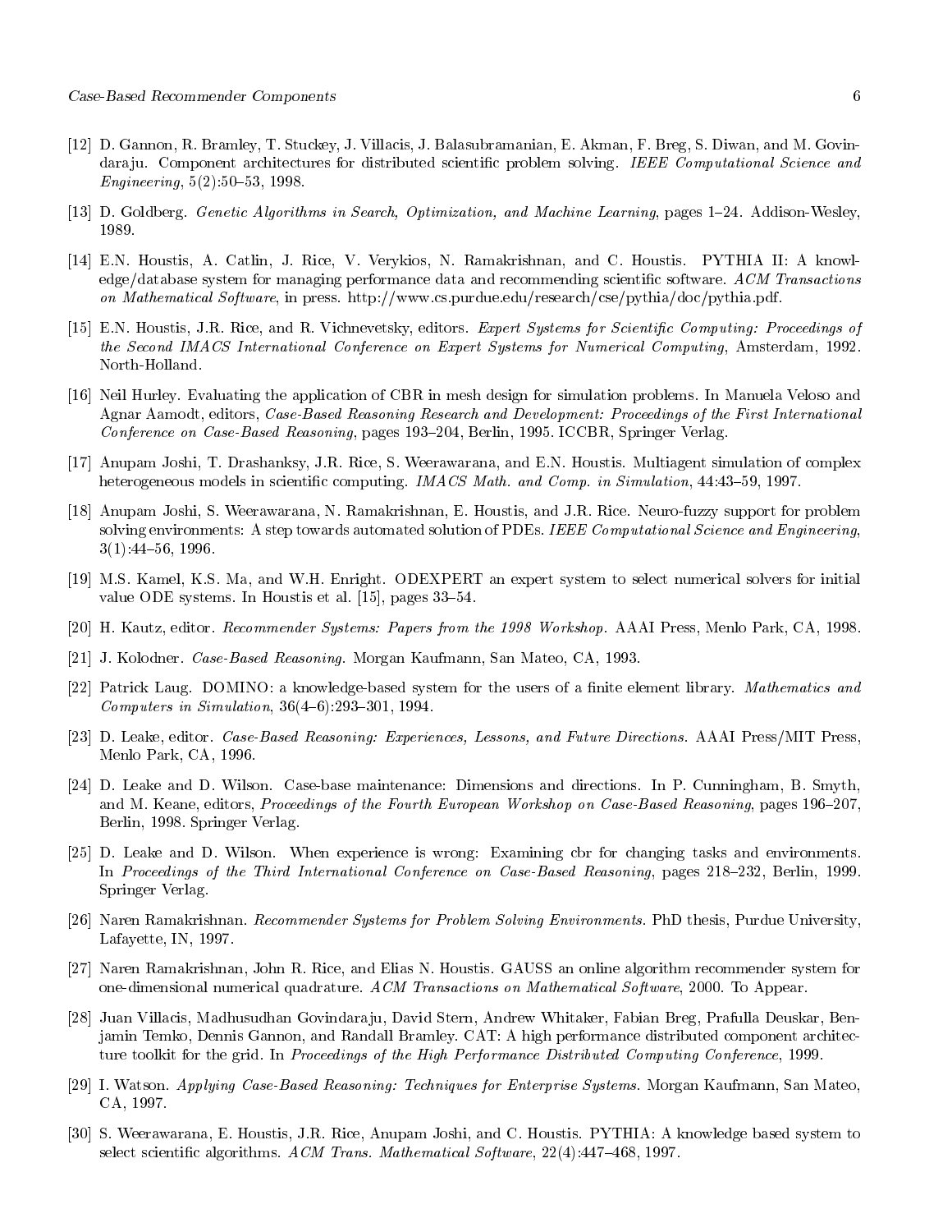[12] D. Gannon, R. Bramley, T. Stuckey, J. Villacis, J. Balasubramanian, E. Akman, F. Breg, S. Diwan, and M. Govindaraju. Component architectures for distributed scientific problem solving. *IEEE Computational Science and Engineering*, 5(2):50–53, 1998.

[13] D. Goldberg. *Genetic Algorithms in Search, Optimization, and Machine Learning*, pages 1–24. Addison-Wesley, 1989.

[14] E.N. Houstis, A. Catlin, J. Rice, V. Verykios, N. Ramakrishnan, and C. Houstis. PYTHIA II: A knowledge/database system for managing performance data and recommending scientific software. *ACM Transactions on Mathematical Software*, in press. http://www.cs.purdue.edu/research/cse/pythia/doc/pythia.pdf.

[15] E.N. Houstis, J.R. Rice, and R. Vichnevetsky, editors. *Expert Systems for Scientific Computing: Proceedings of the Second IMACS International Conference on Expert Systems for Numerical Computing*, Amsterdam, 1992. North-Holland.

[16] Neil Hurley. Evaluating the application of CBR in mesh design for simulation problems. In Manuela Veloso and Agnar Aamodt, editors, *Case-Based Reasoning Research and Development: Proceedings of the First International Conference on Case-Based Reasoning*, pages 193–204, Berlin, 1995. ICCBR, Springer Verlag.

[17] Anupam Joshi, T. Drashanksy, J.R. Rice, S. Weerawarana, and E.N. Houstis. Multiagent simulation of complex heterogeneous models in scientific computing. *IMACS Math. and Comp. in Simulation*, 44:43–59, 1997.

[18] Anupam Joshi, S. Weerawarana, N. Ramakrishnan, E. Houstis, and J.R. Rice. Neuro-fuzzy support for problem solving environments: A step towards automated solution of PDEs. *IEEE Computational Science and Engineering*, 3(1):44–56, 1996.

[19] M.S. Kamel, K.S. Ma, and W.H. Enright. ODEXPERT an expert system to select numerical solvers for initial value ODE systems. In Houstis et al. [15], pages 33–54.

[20] H. Kautz, editor. *Recommender Systems: Papers from the 1998 Workshop*. AAAI Press, Menlo Park, CA, 1998.

[21] J. Kolodner. *Case-Based Reasoning*. Morgan Kaufmann, San Mateo, CA, 1993.

[22] Patrick Laug. DOMINO: a knowledge-based system for the users of a finite element library. *Mathematics and Computers in Simulation*, 36(4–6):293–301, 1994.

[23] D. Leake, editor. *Case-Based Reasoning: Experiences, Lessons, and Future Directions*. AAAI Press/MIT Press, Menlo Park, CA, 1996.

[24] D. Leake and D. Wilson. Case-base maintenance: Dimensions and directions. In P. Cunningham, B. Smyth, and M. Keane, editors, *Proceedings of the Fourth European Workshop on Case-Based Reasoning*, pages 196–207, Berlin, 1998. Springer Verlag.

[25] D. Leake and D. Wilson. When experience is wrong: Examining cbr for changing tasks and environments. In *Proceedings of the Third International Conference on Case-Based Reasoning*, pages 218–232, Berlin, 1999. Springer Verlag.

[26] Naren Ramakrishnan. *Recommender Systems for Problem Solving Environments*. PhD thesis, Purdue University, Lafayette, IN, 1997.

[27] Naren Ramakrishnan, John R. Rice, and Elias N. Houstis. GAUSS an online algorithm recommender system for one-dimensional numerical quadrature. *ACM Transactions on Mathematical Software*, 2000. To Appear.

[28] Juan Villacis, Madhusudhan Govindaraju, David Stern, Andrew Whitaker, Fabian Breg, Prafulla Deuskar, Benjamin Temko, Dennis Gannon, and Randall Bramley. CAT: A high performance distributed component architecture toolkit for the grid. In *Proceedings of the High Performance Distributed Computing Conference*, 1999.

[29] I. Watson. *Applying Case-Based Reasoning: Techniques for Enterprise Systems*. Morgan Kaufmann, San Mateo, CA, 1997.

[30] S. Weerawarana, E. Houstis, J.R. Rice, Anupam Joshi, and C. Houstis. PYTHIA: A knowledge based system to select scientific algorithms. *ACM Trans. Mathematical Software*, 22(4):447–468, 1997.